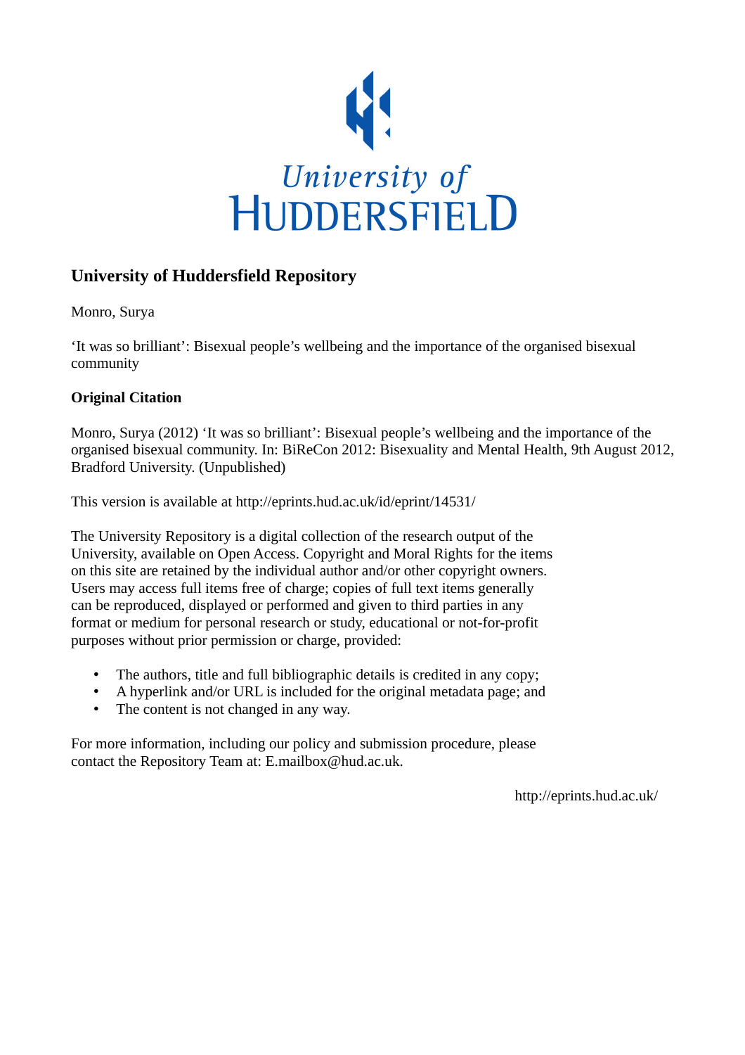University of HUDDERSFIELD

## University of Huddersfield Repository

Monro, Surya

'It was so brilliant': Bisexual people's wellbeing and the importance of the organised bisexual community

### Original Citation

Monro, Surya (2012) 'It was so brilliant': Bisexual people's wellbeing and the importance of the organised bisexual community. In: BiReCon 2012: Bisexuality and Mental Health, 9th August 2012, Bradford University. (Unpublished)

This version is available at http://eprints.hud.ac.uk/id/eprint/14531/

The University Repository is a digital collection of the research output of the University, available on Open Access. Copyright and Moral Rights for the items on this site are retained by the individual author and/or other copyright owners. Users may access full items free of charge; copies of full text items generally can be reproduced, displayed or performed and given to third parties in any format or medium for personal research or study, educational or not-for-profit purposes without prior permission or charge, provided:

- The authors, title and full bibliographic details is credited in any copy;
- A hyperlink and/or URL is included for the original metadata page; and
- The content is not changed in any way.

For more information, including our policy and submission procedure, please contact the Repository Team at: E.mailbox@hud.ac.uk.

http://eprints.hud.ac.uk/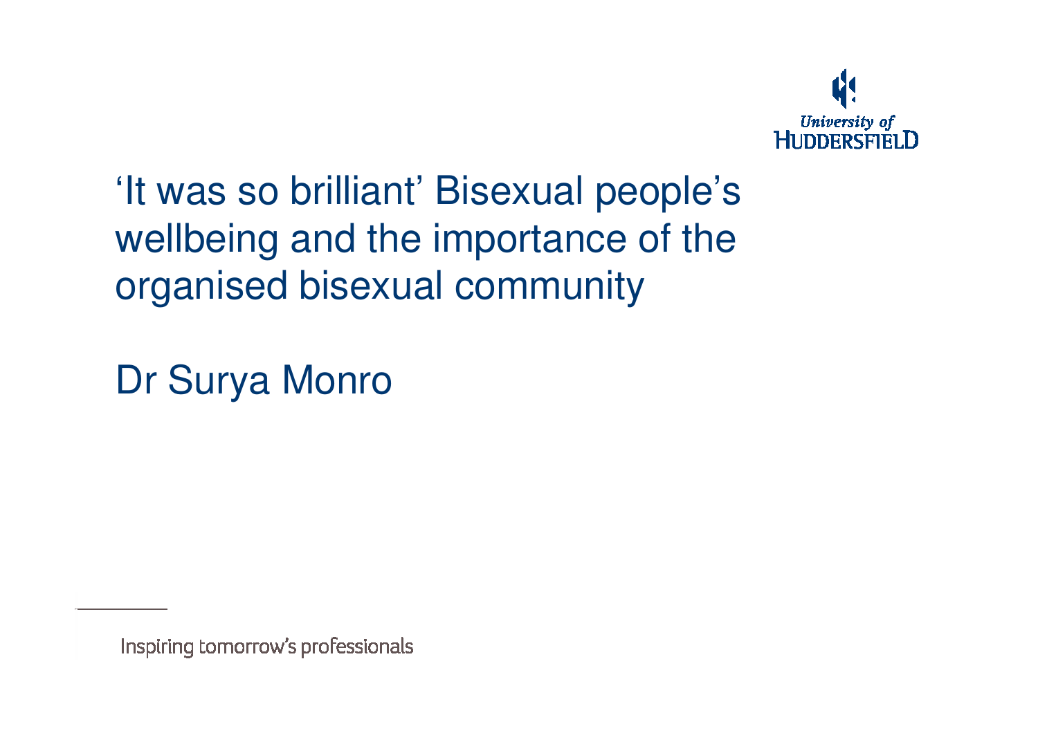# ‘It was so brilliant’ Bisexual people’s wellbeing and the importance of the organised bisexual community

Dr Surya Monro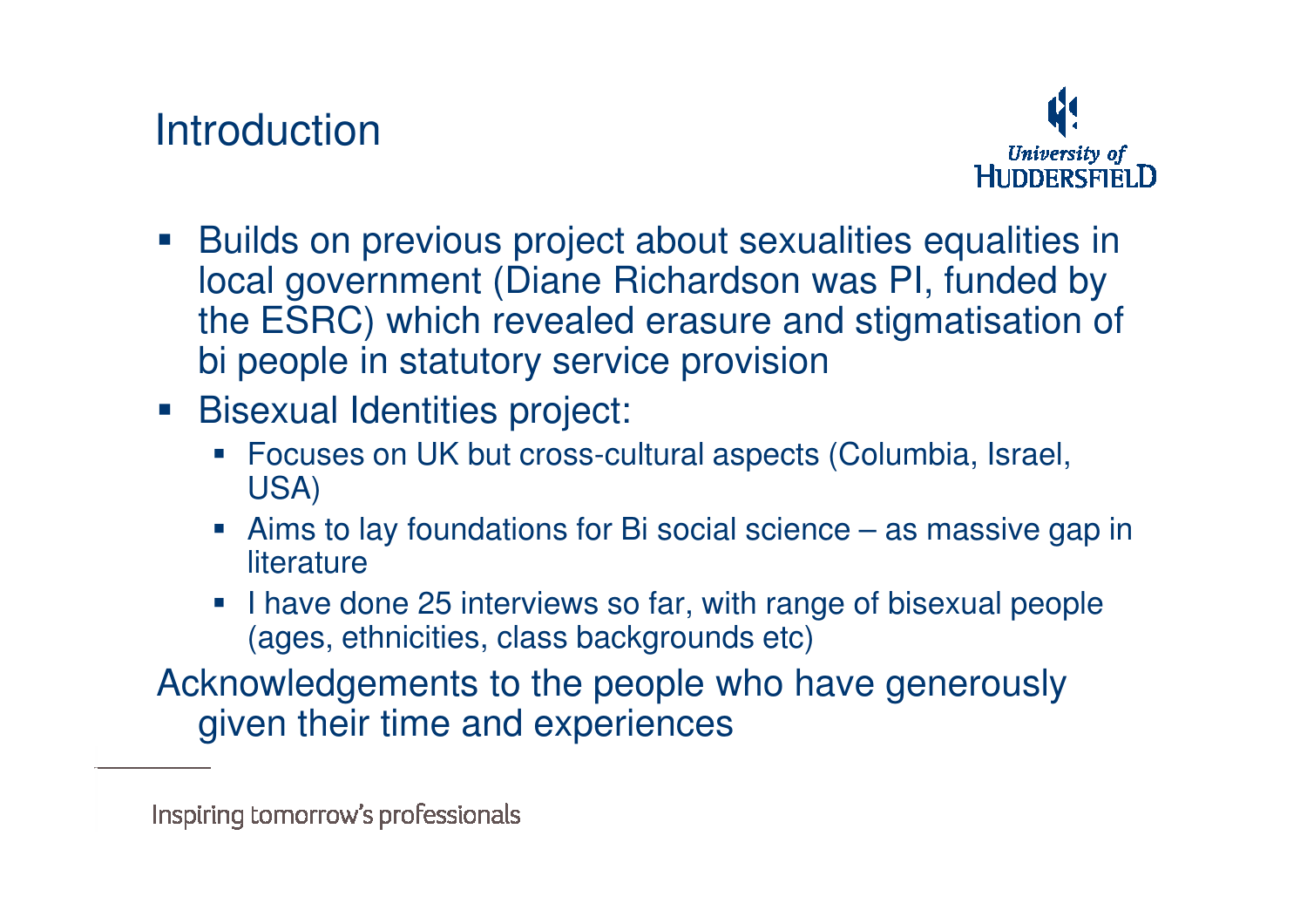# Introduction

- Builds on previous project about sexualities equalities in local government (Diane Richardson was PI, funded by the ESRC) which revealed erasure and stigmatisation of bi people in statutory service provision
- Bisexual Identities project:
  - Focuses on UK but cross-cultural aspects (Columbia, Israel, USA)
  - Aims to lay foundations for Bi social science – as massive gap in literature
  - I have done 25 interviews so far, with range of bisexual people (ages, ethnicities, class backgrounds etc)

Acknowledgements to the people who have generously given their time and experiences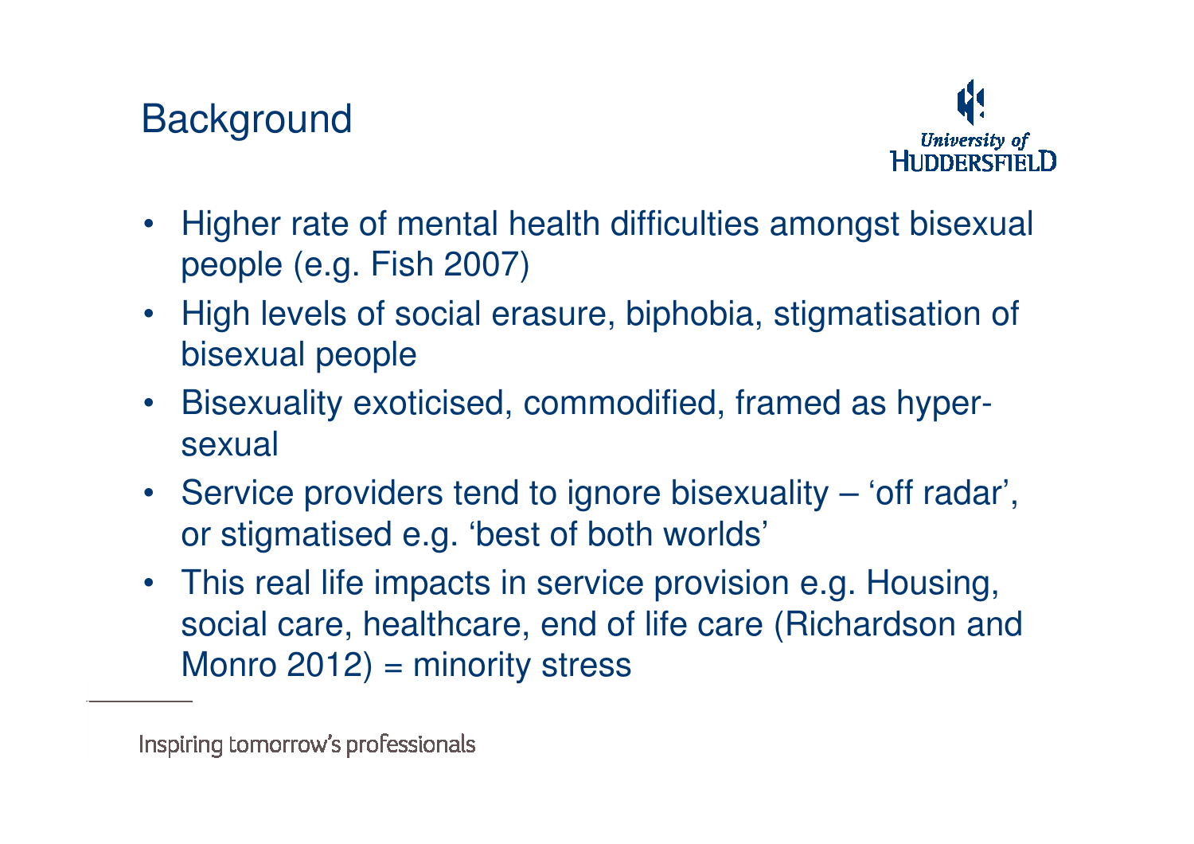## Background

- Higher rate of mental health difficulties amongst bisexual people (e.g. Fish 2007)
- High levels of social erasure, biphobia, stigmatisation of bisexual people
- Bisexuality exoticised, commodified, framed as hyper-sexual
- Service providers tend to ignore bisexuality – 'off radar', or stigmatised e.g. 'best of both worlds'
- This real life impacts in service provision e.g. Housing, social care, healthcare, end of life care (Richardson and Monro 2012) = minority stress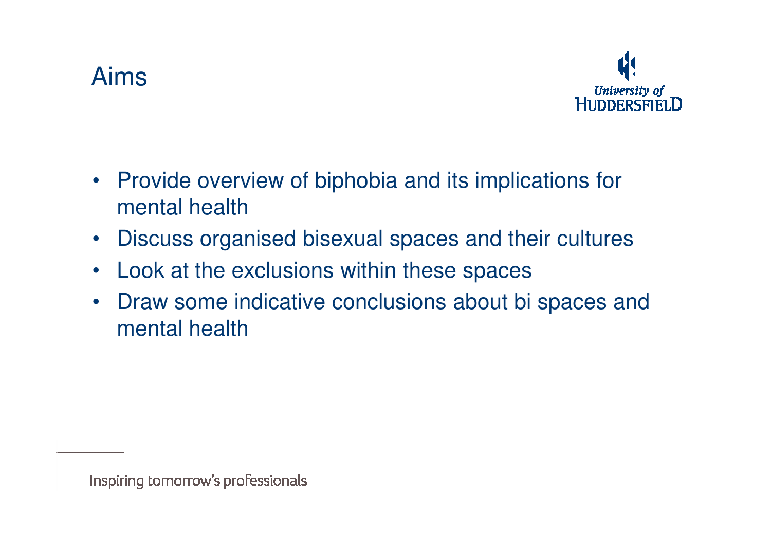# Aims

- Provide overview of biphobia and its implications for mental health
- Discuss organised bisexual spaces and their cultures
- Look at the exclusions within these spaces
- Draw some indicative conclusions about bi spaces and mental health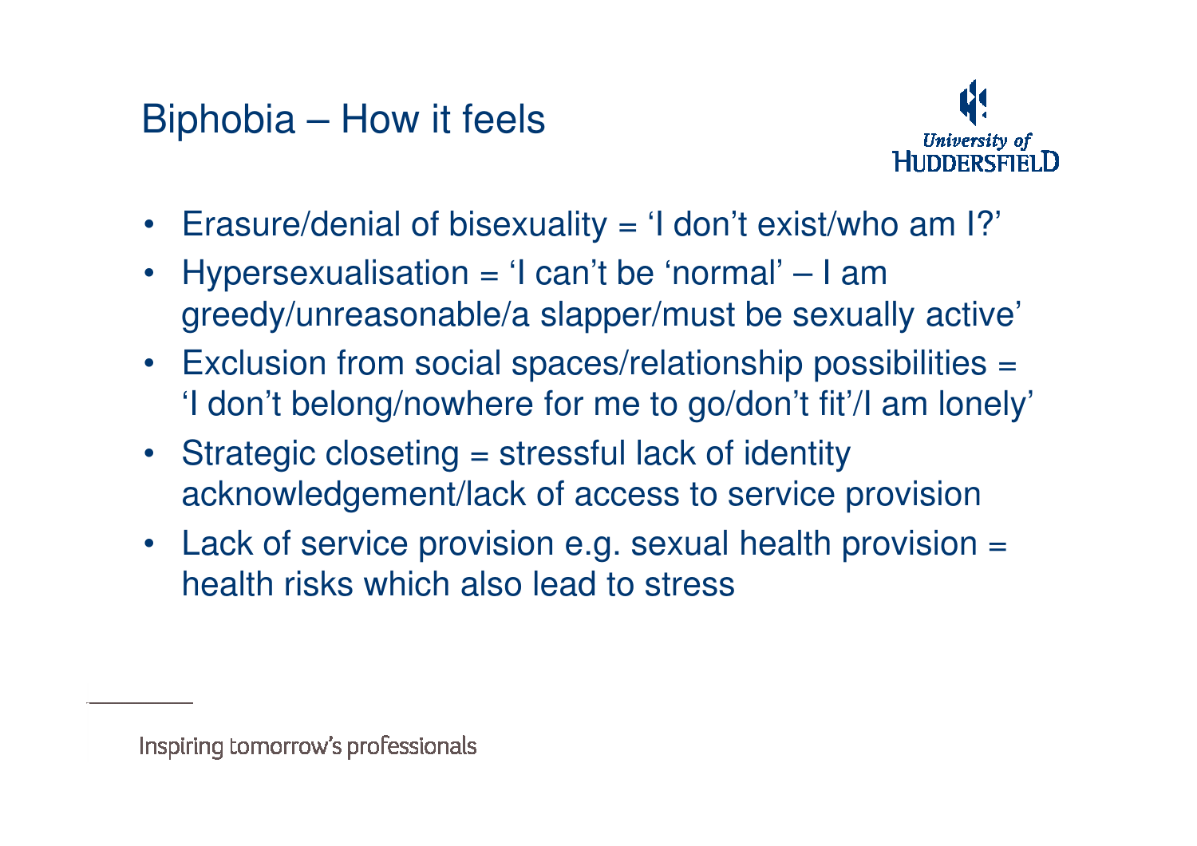# Biphobia – How it feels

- Erasure/denial of bisexuality = 'I don't exist/who am I?'
- Hypersexualisation = 'I can't be 'normal' – I am greedy/unreasonable/a slapper/must be sexually active'
- Exclusion from social spaces/relationship possibilities = 'I don't belong/nowhere for me to go/don't fit'/I am lonely'
- Strategic closeting = stressful lack of identity acknowledgement/lack of access to service provision
- Lack of service provision e.g. sexual health provision = health risks which also lead to stress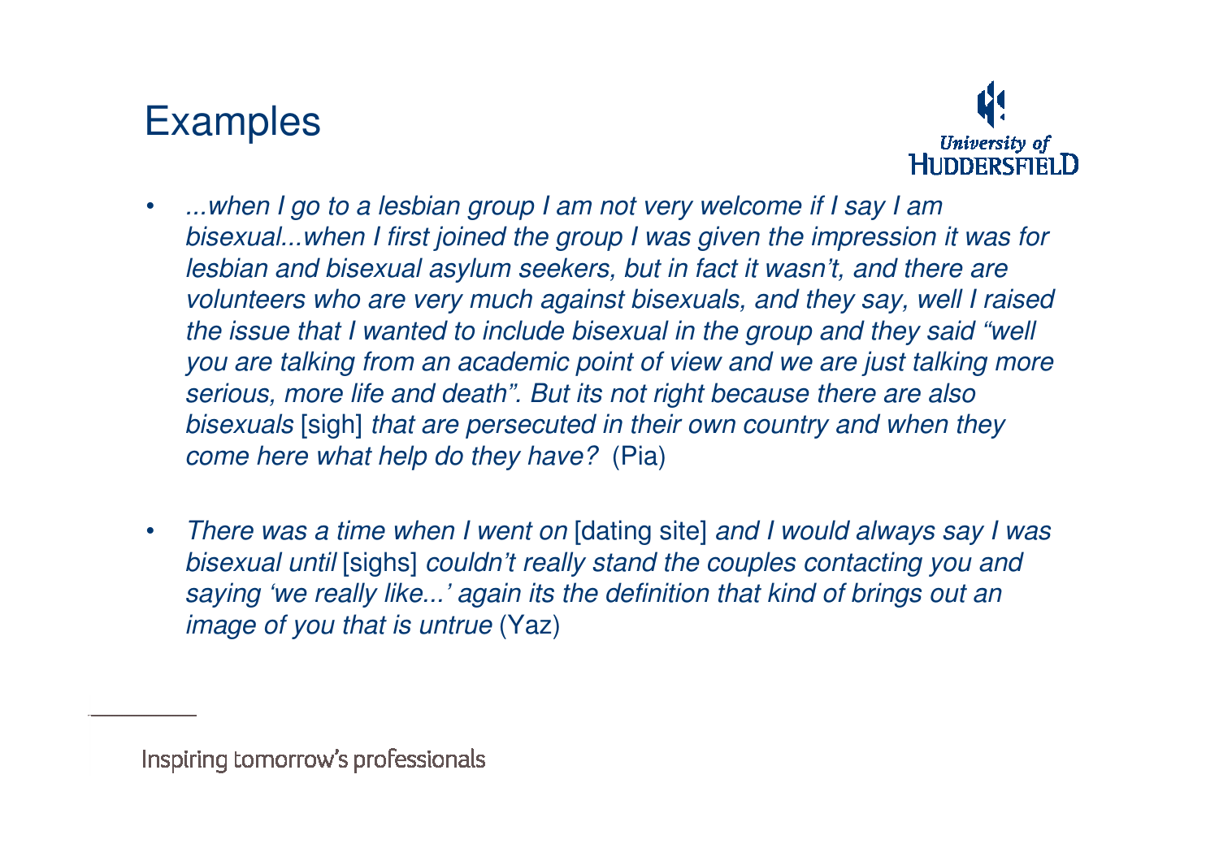# Examples

- *...when I go to a lesbian group I am not very welcome if I say I am bisexual...when I first joined the group I was given the impression it was for lesbian and bisexual asylum seekers, but in fact it wasn't, and there are volunteers who are very much against bisexuals, and they say, well I raised the issue that I wanted to include bisexual in the group and they said "well you are talking from an academic point of view and we are just talking more serious, more life and death". But its not right because there are also bisexuals* [sigh] *that are persecuted in their own country and when they come here what help do they have?* (Pia)

- *There was a time when I went on* [dating site] *and I would always say I was bisexual until* [sighs] *couldn't really stand the couples contacting you and saying 'we really like...' again its the definition that kind of brings out an image of you that is untrue* (Yaz)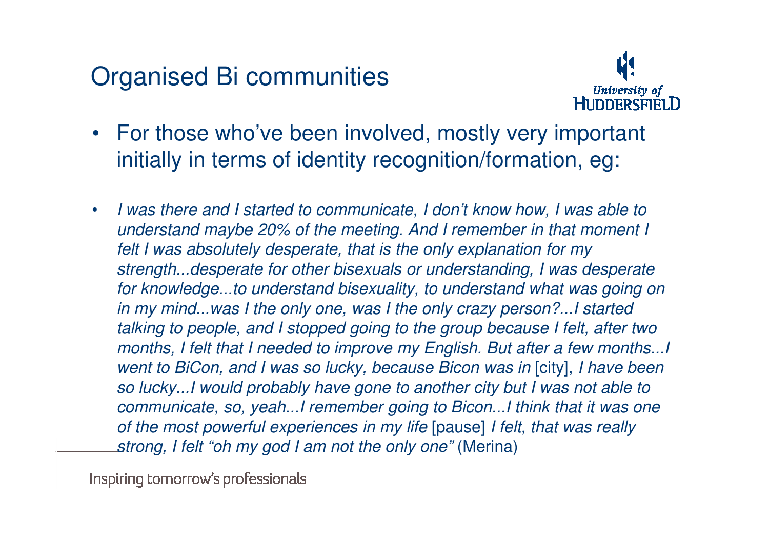# Organised Bi communities

- For those who've been involved, mostly very important initially in terms of identity recognition/formation, eg:

- *I was there and I started to communicate, I don't know how, I was able to understand maybe 20% of the meeting. And I remember in that moment I felt I was absolutely desperate, that is the only explanation for my strength...desperate for other bisexuals or understanding, I was desperate for knowledge...to understand bisexuality, to understand what was going on in my mind...was I the only one, was I the only crazy person?...I started talking to people, and I stopped going to the group because I felt, after two months, I felt that I needed to improve my English. But after a few months...I went to BiCon, and I was so lucky, because Bicon was in* [city], *I have been so lucky...I would probably have gone to another city but I was not able to communicate, so, yeah...I remember going to Bicon...I think that it was one of the most powerful experiences in my life* [pause] *I felt, that was really strong, I felt "oh my god I am not the only one"* (Merina)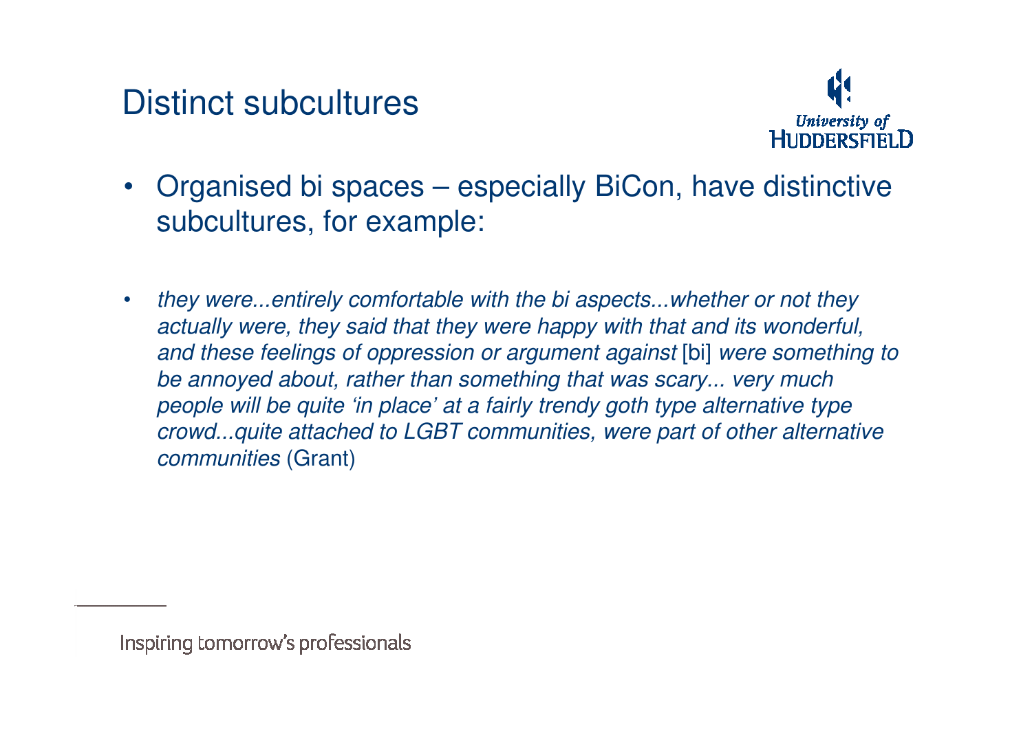# Distinct subcultures

- Organised bi spaces – especially BiCon, have distinctive subcultures, for example:

- *they were...entirely comfortable with the bi aspects...whether or not they actually were, they said that they were happy with that and its wonderful, and these feelings of oppression or argument against* [bi] *were something to be annoyed about, rather than something that was scary... very much people will be quite 'in place' at a fairly trendy goth type alternative type crowd...quite attached to LGBT communities, were part of other alternative communities* (Grant)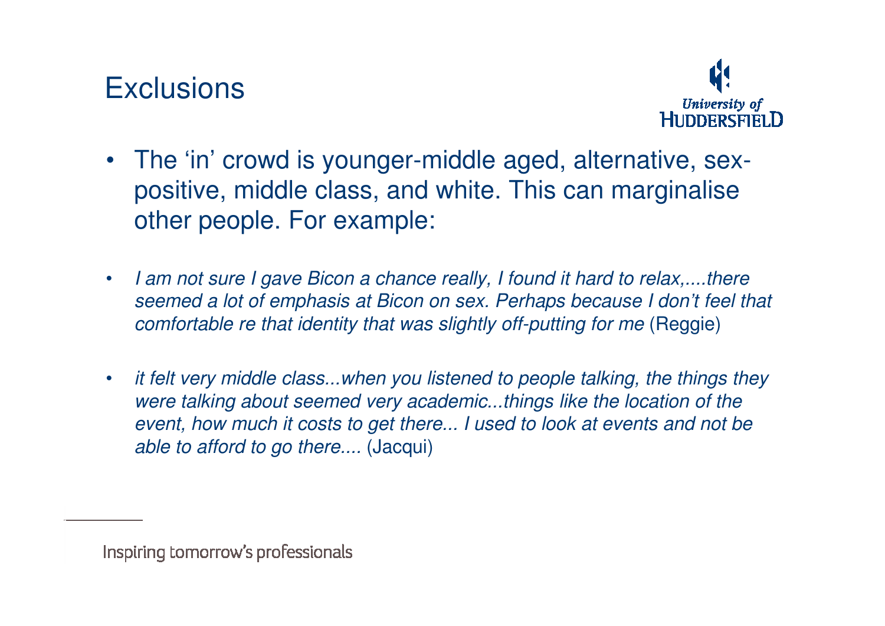# Exclusions

- The 'in' crowd is younger-middle aged, alternative, sex-positive, middle class, and white. This can marginalise other people. For example:

- *I am not sure I gave Bicon a chance really, I found it hard to relax,....there seemed a lot of emphasis at Bicon on sex. Perhaps because I don't feel that comfortable re that identity that was slightly off-putting for me* (Reggie)

- *it felt very middle class...when you listened to people talking, the things they were talking about seemed very academic...things like the location of the event, how much it costs to get there... I used to look at events and not be able to afford to go there....* (Jacqui)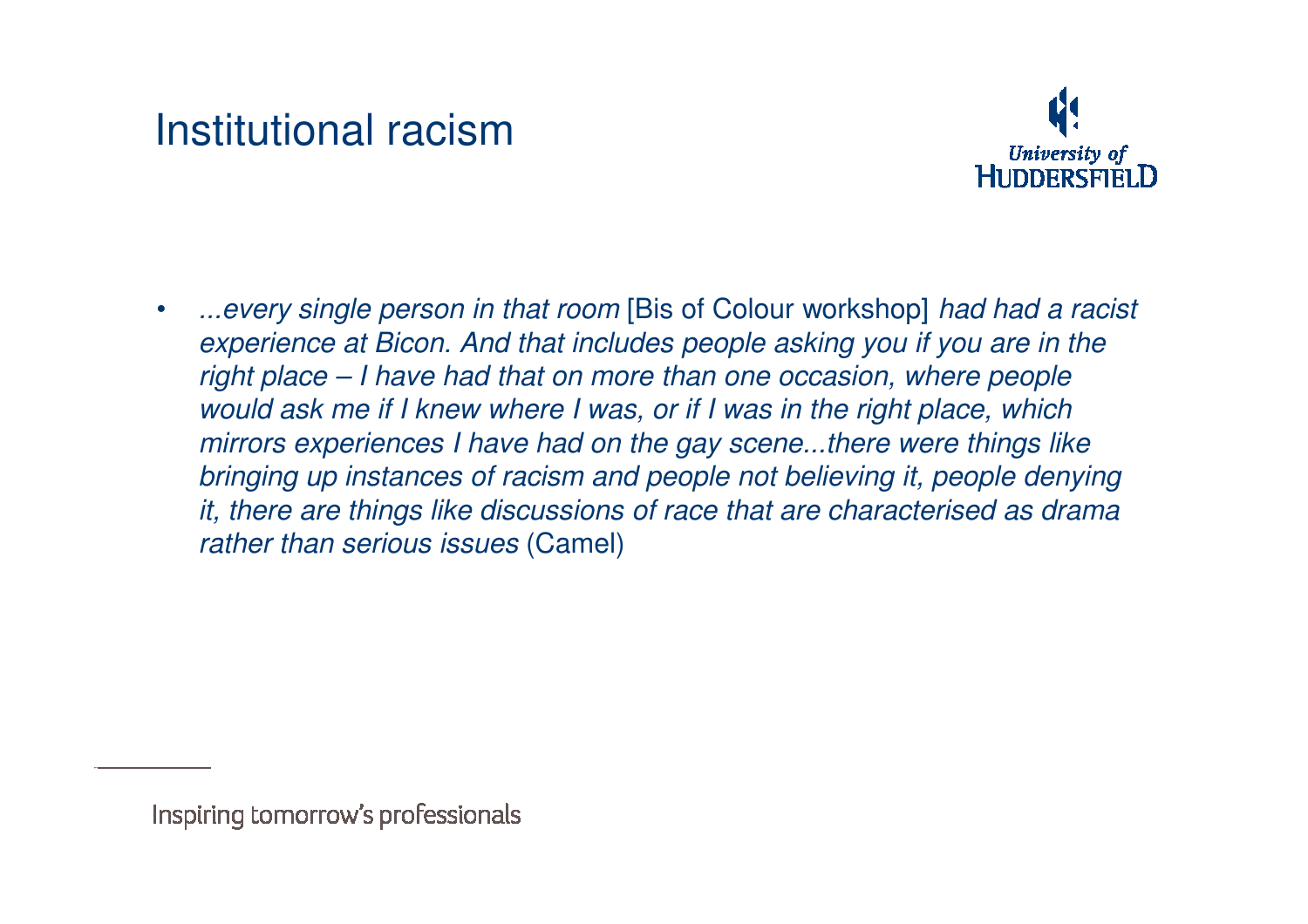# Institutional racism

- *...every single person in that room* [Bis of Colour workshop] *had had a racist experience at Bicon. And that includes people asking you if you are in the right place – I have had that on more than one occasion, where people would ask me if I knew where I was, or if I was in the right place, which mirrors experiences I have had on the gay scene...there were things like bringing up instances of racism and people not believing it, people denying it, there are things like discussions of race that are characterised as drama rather than serious issues* (Camel)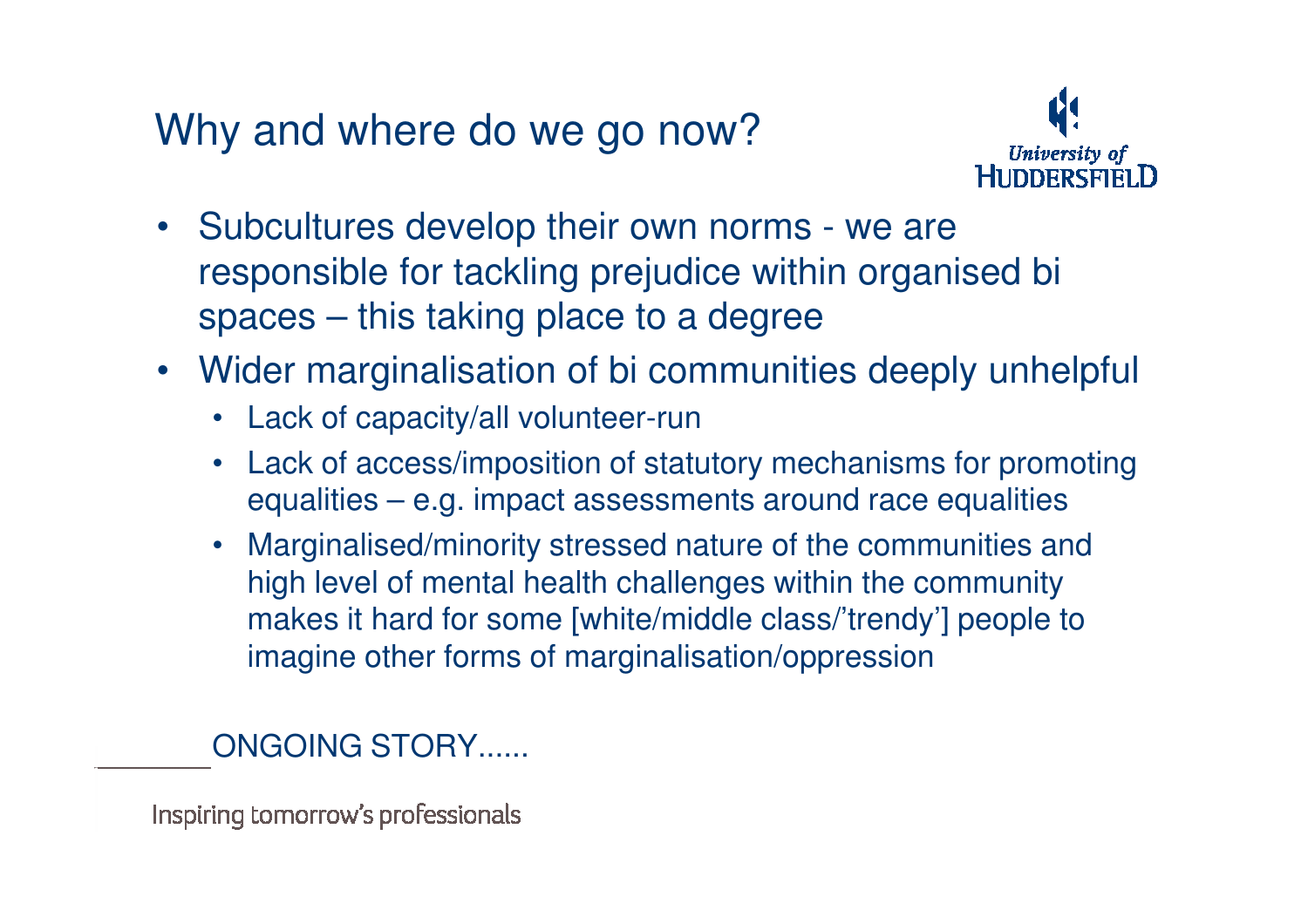# Why and where do we go now?

- Subcultures develop their own norms - we are responsible for tackling prejudice within organised bi spaces – this taking place to a degree
- Wider marginalisation of bi communities deeply unhelpful
  - Lack of capacity/all volunteer-run
  - Lack of access/imposition of statutory mechanisms for promoting equalities – e.g. impact assessments around race equalities
  - Marginalised/minority stressed nature of the communities and high level of mental health challenges within the community makes it hard for some [white/middle class/'trendy'] people to imagine other forms of marginalisation/oppression

ONGOING STORY......